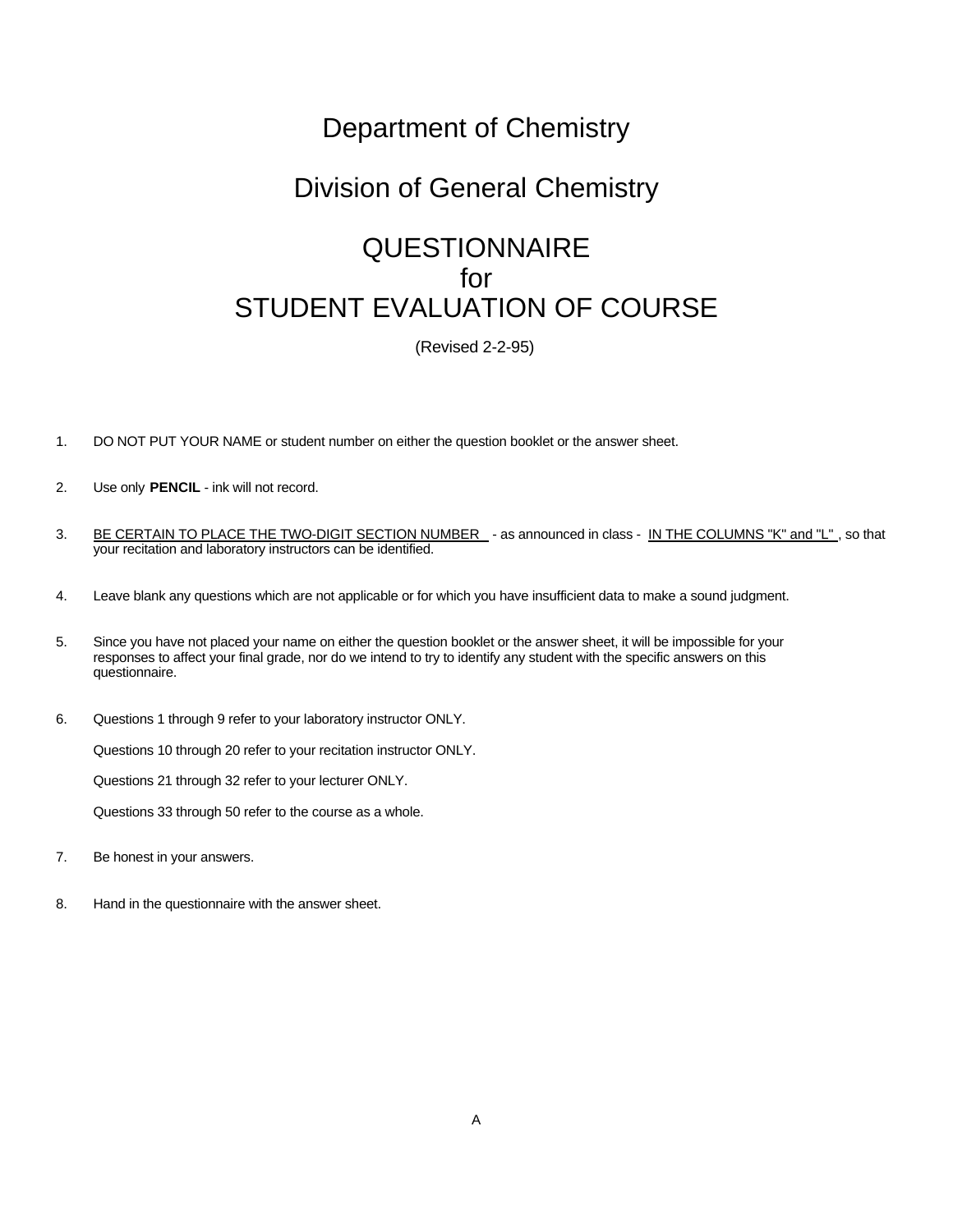# Department of Chemistry

## Division of General Chemistry

# QUESTIONNAIRE
# for
# STUDENT EVALUATION OF COURSE

(Revised 2-2-95)

1. DO NOT PUT YOUR NAME or student number on either the question booklet or the answer sheet.

2. Use only **PENCIL** - ink will not record.

3. BE CERTAIN TO PLACE THE TWO-DIGIT SECTION NUMBER - as announced in class - IN THE COLUMNS "K" and "L", so that your recitation and laboratory instructors can be identified.

4. Leave blank any questions which are not applicable or for which you have insufficient data to make a sound judgment.

5. Since you have not placed your name on either the question booklet or the answer sheet, it will be impossible for your responses to affect your final grade, nor do we intend to try to identify any student with the specific answers on this questionnaire.

6. Questions 1 through 9 refer to your laboratory instructor ONLY.

   Questions 10 through 20 refer to your recitation instructor ONLY.

   Questions 21 through 32 refer to your lecturer ONLY.

   Questions 33 through 50 refer to the course as a whole.

7. Be honest in your answers.

8. Hand in the questionnaire with the answer sheet.

A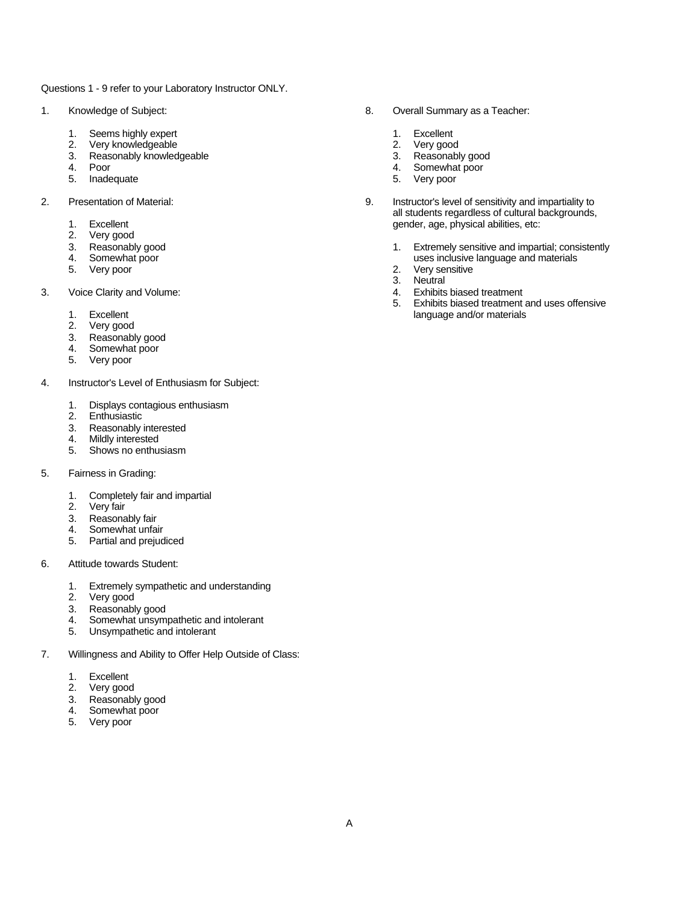Questions 1 - 9 refer to your Laboratory Instructor ONLY.

1. Knowledge of Subject:

    1. Seems highly expert
    2. Very knowledgeable
    3. Reasonably knowledgeable
    4. Poor
    5. Inadequate

2. Presentation of Material:

    1. Excellent
    2. Very good
    3. Reasonably good
    4. Somewhat poor
    5. Very poor

3. Voice Clarity and Volume:

    1. Excellent
    2. Very good
    3. Reasonably good
    4. Somewhat poor
    5. Very poor

4. Instructor's Level of Enthusiasm for Subject:

    1. Displays contagious enthusiasm
    2. Enthusiastic
    3. Reasonably interested
    4. Mildly interested
    5. Shows no enthusiasm

5. Fairness in Grading:

    1. Completely fair and impartial
    2. Very fair
    3. Reasonably fair
    4. Somewhat unfair
    5. Partial and prejudiced

6. Attitude towards Student:

    1. Extremely sympathetic and understanding
    2. Very good
    3. Reasonably good
    4. Somewhat unsympathetic and intolerant
    5. Unsympathetic and intolerant

7. Willingness and Ability to Offer Help Outside of Class:

    1. Excellent
    2. Very good
    3. Reasonably good
    4. Somewhat poor
    5. Very poor

8. Overall Summary as a Teacher:

    1. Excellent
    2. Very good
    3. Reasonably good
    4. Somewhat poor
    5. Very poor

9. Instructor's level of sensitivity and impartiality to all students regardless of cultural backgrounds, gender, age, physical abilities, etc:

    1. Extremely sensitive and impartial; consistently uses inclusive language and materials
    2. Very sensitive
    3. Neutral
    4. Exhibits biased treatment
    5. Exhibits biased treatment and uses offensive language and/or materials

A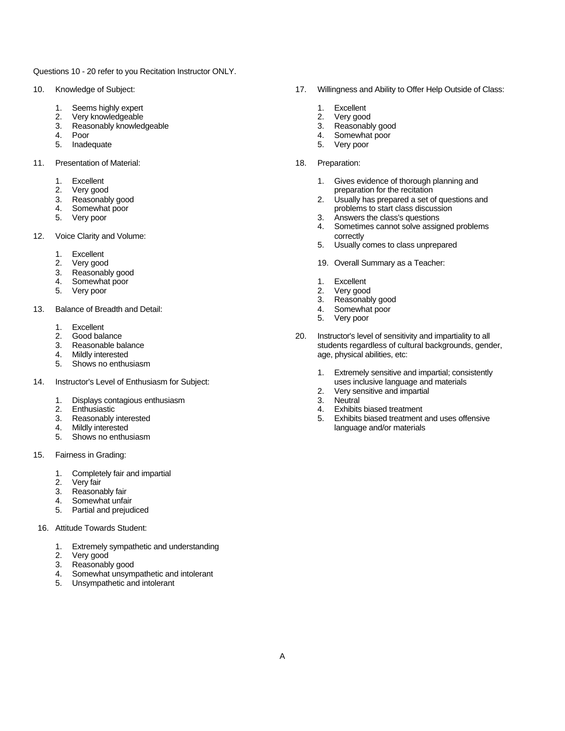Questions 10 - 20 refer to you Recitation Instructor ONLY.

10. Knowledge of Subject:

    1. Seems highly expert
    2. Very knowledgeable
    3. Reasonably knowledgeable
    4. Poor
    5. Inadequate

11. Presentation of Material:

    1. Excellent
    2. Very good
    3. Reasonably good
    4. Somewhat poor
    5. Very poor

12. Voice Clarity and Volume:

    1. Excellent
    2. Very good
    3. Reasonably good
    4. Somewhat poor
    5. Very poor

13. Balance of Breadth and Detail:

    1. Excellent
    2. Good balance
    3. Reasonable balance
    4. Mildly interested
    5. Shows no enthusiasm

14. Instructor's Level of Enthusiasm for Subject:

    1. Displays contagious enthusiasm
    2. Enthusiastic
    3. Reasonably interested
    4. Mildly interested
    5. Shows no enthusiasm

15. Fairness in Grading:

    1. Completely fair and impartial
    2. Very fair
    3. Reasonably fair
    4. Somewhat unfair
    5. Partial and prejudiced

16. Attitude Towards Student:

    1. Extremely sympathetic and understanding
    2. Very good
    3. Reasonably good
    4. Somewhat unsympathetic and intolerant
    5. Unsympathetic and intolerant

17. Willingness and Ability to Offer Help Outside of Class:

    1. Excellent
    2. Very good
    3. Reasonably good
    4. Somewhat poor
    5. Very poor

18. Preparation:

    1. Gives evidence of thorough planning and preparation for the recitation
    2. Usually has prepared a set of questions and problems to start class discussion
    3. Answers the class's questions
    4. Sometimes cannot solve assigned problems correctly
    5. Usually comes to class unprepared

19. Overall Summary as a Teacher:

    1. Excellent
    2. Very good
    3. Reasonably good
    4. Somewhat poor
    5. Very poor

20. Instructor's level of sensitivity and impartiality to all students regardless of cultural backgrounds, gender, age, physical abilities, etc:

    1. Extremely sensitive and impartial; consistently uses inclusive language and materials
    2. Very sensitive and impartial
    3. Neutral
    4. Exhibits biased treatment
    5. Exhibits biased treatment and uses offensive language and/or materials

A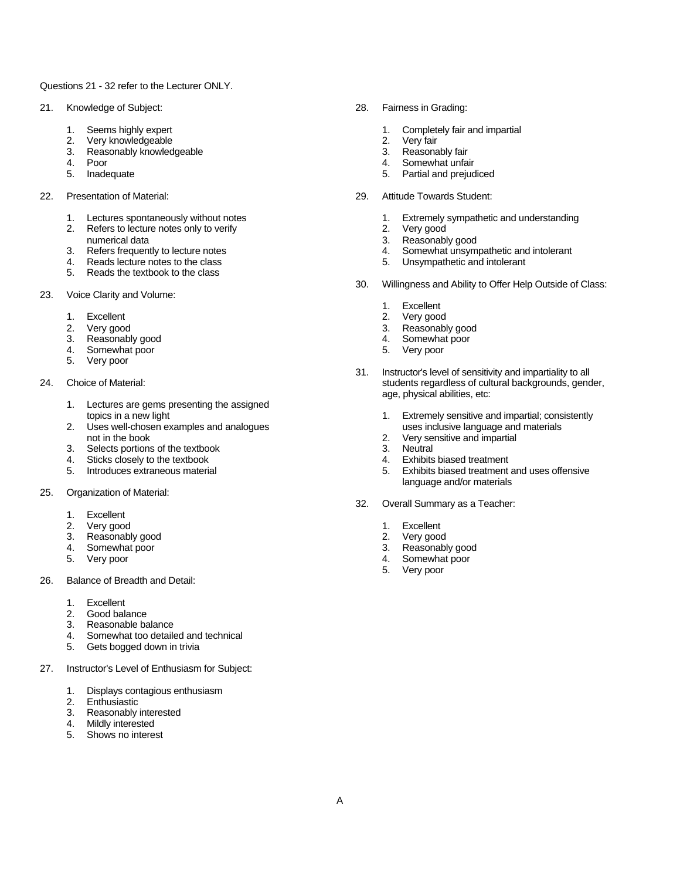Questions 21 - 32 refer to the Lecturer ONLY.

21. Knowledge of Subject:

    1. Seems highly expert
    2. Very knowledgeable
    3. Reasonably knowledgeable
    4. Poor
    5. Inadequate

22. Presentation of Material:

    1. Lectures spontaneously without notes
    2. Refers to lecture notes only to verify numerical data
    3. Refers frequently to lecture notes
    4. Reads lecture notes to the class
    5. Reads the textbook to the class

23. Voice Clarity and Volume:

    1. Excellent
    2. Very good
    3. Reasonably good
    4. Somewhat poor
    5. Very poor

24. Choice of Material:

    1. Lectures are gems presenting the assigned topics in a new light
    2. Uses well-chosen examples and analogues not in the book
    3. Selects portions of the textbook
    4. Sticks closely to the textbook
    5. Introduces extraneous material

25. Organization of Material:

    1. Excellent
    2. Very good
    3. Reasonably good
    4. Somewhat poor
    5. Very poor

26. Balance of Breadth and Detail:

    1. Excellent
    2. Good balance
    3. Reasonable balance
    4. Somewhat too detailed and technical
    5. Gets bogged down in trivia

27. Instructor's Level of Enthusiasm for Subject:

    1. Displays contagious enthusiasm
    2. Enthusiastic
    3. Reasonably interested
    4. Mildly interested
    5. Shows no interest

28. Fairness in Grading:

    1. Completely fair and impartial
    2. Very fair
    3. Reasonably fair
    4. Somewhat unfair
    5. Partial and prejudiced

29. Attitude Towards Student:

    1. Extremely sympathetic and understanding
    2. Very good
    3. Reasonably good
    4. Somewhat unsympathetic and intolerant
    5. Unsympathetic and intolerant

30. Willingness and Ability to Offer Help Outside of Class:

    1. Excellent
    2. Very good
    3. Reasonably good
    4. Somewhat poor
    5. Very poor

31. Instructor's level of sensitivity and impartiality to all students regardless of cultural backgrounds, gender, age, physical abilities, etc:

    1. Extremely sensitive and impartial; consistently uses inclusive language and materials
    2. Very sensitive and impartial
    3. Neutral
    4. Exhibits biased treatment
    5. Exhibits biased treatment and uses offensive language and/or materials

32. Overall Summary as a Teacher:

    1. Excellent
    2. Very good
    3. Reasonably good
    4. Somewhat poor
    5. Very poor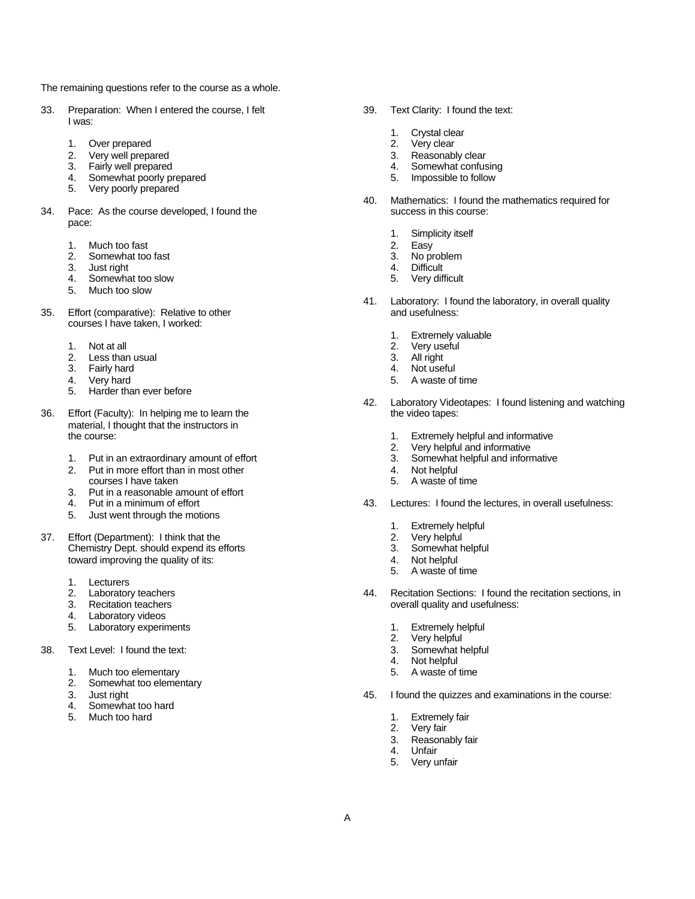The remaining questions refer to the course as a whole.

33. Preparation: When I entered the course, I felt I was:

    1. Over prepared
    2. Very well prepared
    3. Fairly well prepared
    4. Somewhat poorly prepared
    5. Very poorly prepared

34. Pace: As the course developed, I found the pace:

    1. Much too fast
    2. Somewhat too fast
    3. Just right
    4. Somewhat too slow
    5. Much too slow

35. Effort (comparative): Relative to other courses I have taken, I worked:

    1. Not at all
    2. Less than usual
    3. Fairly hard
    4. Very hard
    5. Harder than ever before

36. Effort (Faculty): In helping me to learn the material, I thought that the instructors in the course:

    1. Put in an extraordinary amount of effort
    2. Put in more effort than in most other courses I have taken
    3. Put in a reasonable amount of effort
    4. Put in a minimum of effort
    5. Just went through the motions

37. Effort (Department): I think that the Chemistry Dept. should expend its efforts toward improving the quality of its:

    1. Lecturers
    2. Laboratory teachers
    3. Recitation teachers
    4. Laboratory videos
    5. Laboratory experiments

38. Text Level: I found the text:

    1. Much too elementary
    2. Somewhat too elementary
    3. Just right
    4. Somewhat too hard
    5. Much too hard

39. Text Clarity: I found the text:

    1. Crystal clear
    2. Very clear
    3. Reasonably clear
    4. Somewhat confusing
    5. Impossible to follow

40. Mathematics: I found the mathematics required for success in this course:

    1. Simplicity itself
    2. Easy
    3. No problem
    4. Difficult
    5. Very difficult

41. Laboratory: I found the laboratory, in overall quality and usefulness:

    1. Extremely valuable
    2. Very useful
    3. All right
    4. Not useful
    5. A waste of time

42. Laboratory Videotapes: I found listening and watching the video tapes:

    1. Extremely helpful and informative
    2. Very helpful and informative
    3. Somewhat helpful and informative
    4. Not helpful
    5. A waste of time

43. Lectures: I found the lectures, in overall usefulness:

    1. Extremely helpful
    2. Very helpful
    3. Somewhat helpful
    4. Not helpful
    5. A waste of time

44. Recitation Sections: I found the recitation sections, in overall quality and usefulness:

    1. Extremely helpful
    2. Very helpful
    3. Somewhat helpful
    4. Not helpful
    5. A waste of time

45. I found the quizzes and examinations in the course:

    1. Extremely fair
    2. Very fair
    3. Reasonably fair
    4. Unfair
    5. Very unfair

A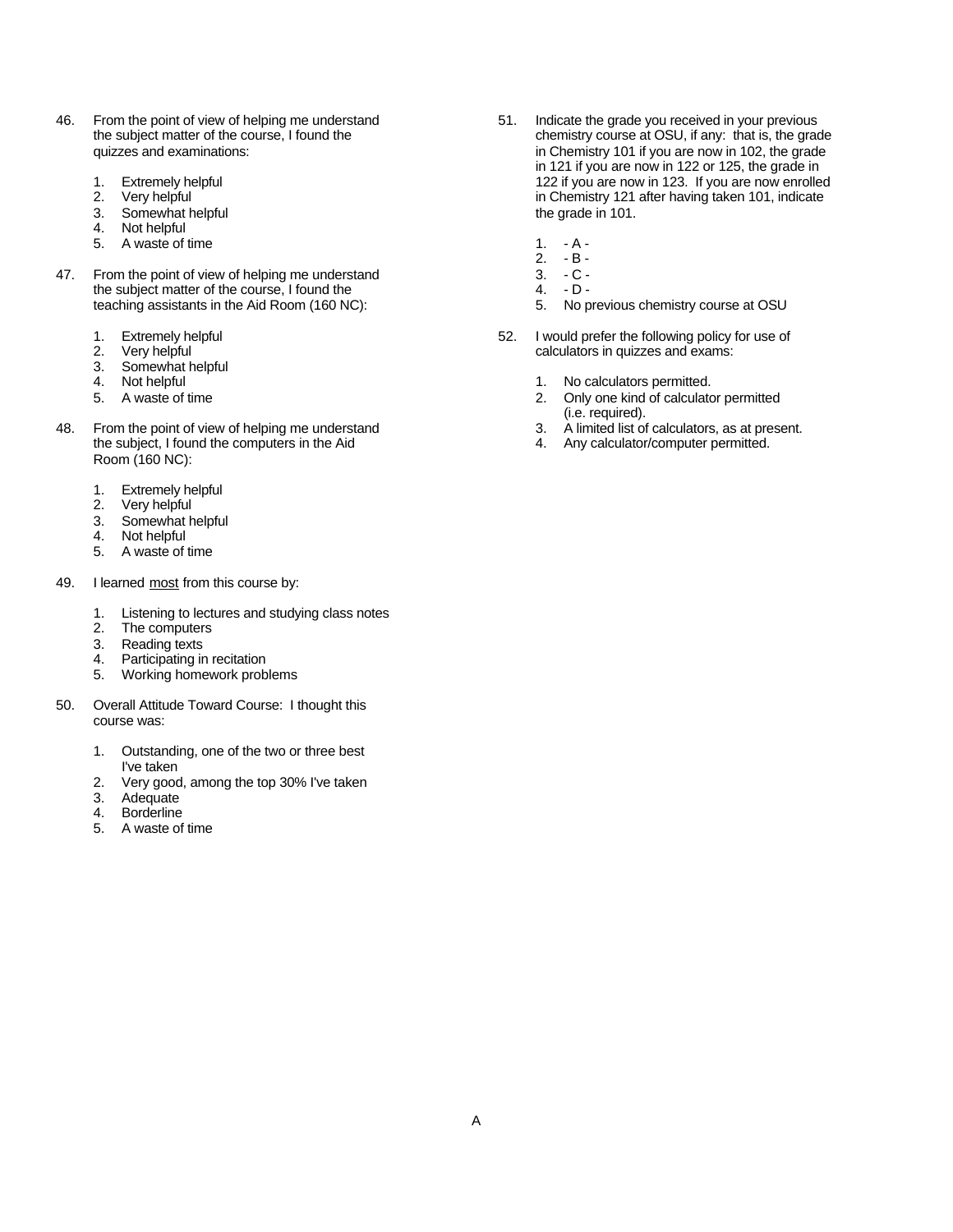46. From the point of view of helping me understand the subject matter of the course, I found the quizzes and examinations:

    1. Extremely helpful
    2. Very helpful
    3. Somewhat helpful
    4. Not helpful
    5. A waste of time

47. From the point of view of helping me understand the subject matter of the course, I found the teaching assistants in the Aid Room (160 NC):

    1. Extremely helpful
    2. Very helpful
    3. Somewhat helpful
    4. Not helpful
    5. A waste of time

48. From the point of view of helping me understand the subject, I found the computers in the Aid Room (160 NC):

    1. Extremely helpful
    2. Very helpful
    3. Somewhat helpful
    4. Not helpful
    5. A waste of time

49. I learned <u>most</u> from this course by:

    1. Listening to lectures and studying class notes
    2. The computers
    3. Reading texts
    4. Participating in recitation
    5. Working homework problems

50. Overall Attitude Toward Course: I thought this course was:

    1. Outstanding, one of the two or three best I've taken
    2. Very good, among the top 30% I've taken
    3. Adequate
    4. Borderline
    5. A waste of time

51. Indicate the grade you received in your previous chemistry course at OSU, if any: that is, the grade in Chemistry 101 if you are now in 102, the grade in 121 if you are now in 122 or 125, the grade in 122 if you are now in 123. If you are now enrolled in Chemistry 121 after having taken 101, indicate the grade in 101.

    1. - A -
    2. - B -
    3. - C -
    4. - D -
    5. No previous chemistry course at OSU

52. I would prefer the following policy for use of calculators in quizzes and exams:

    1. No calculators permitted.
    2. Only one kind of calculator permitted (i.e. required).
    3. A limited list of calculators, as at present.
    4. Any calculator/computer permitted.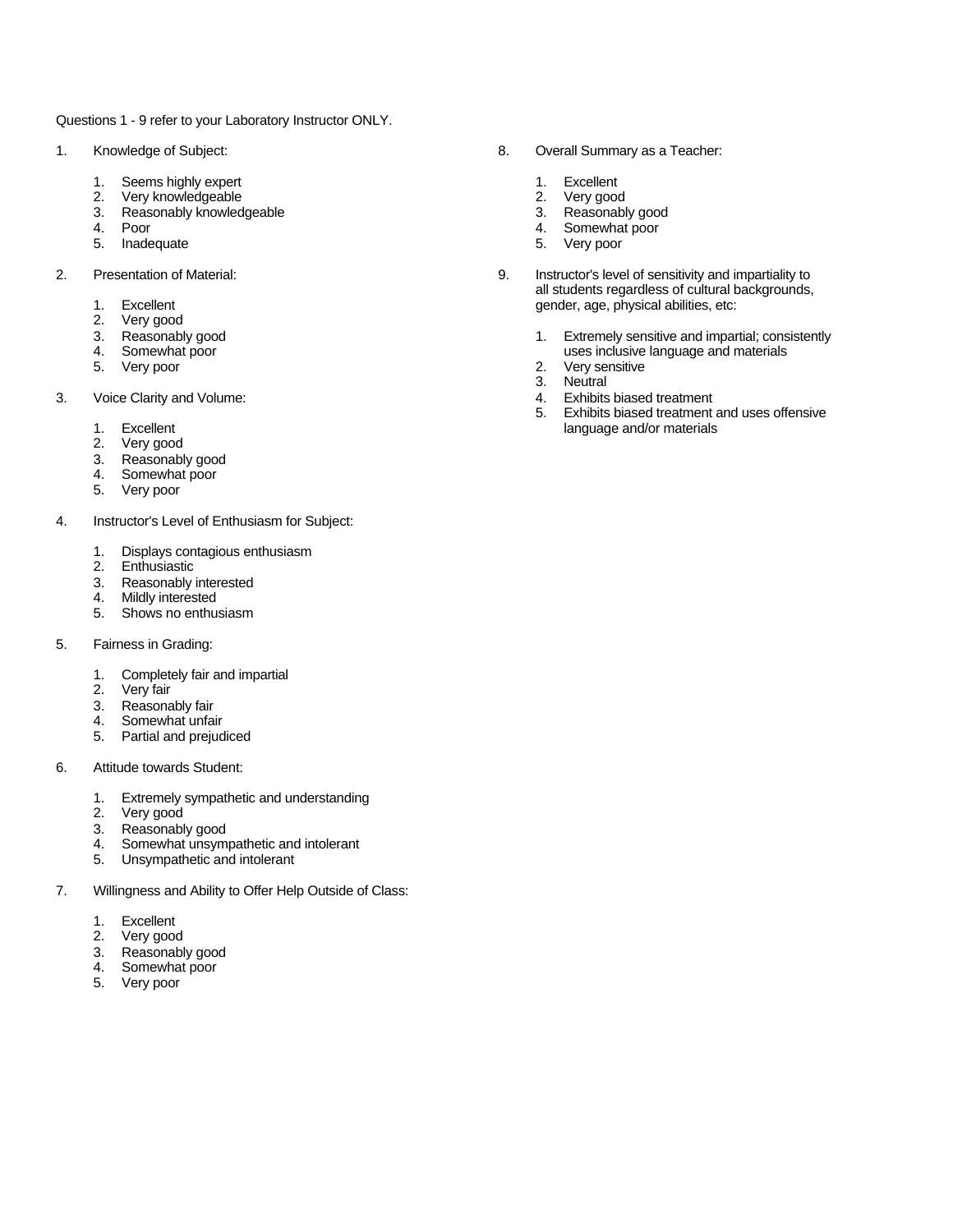Questions 1 - 9 refer to your Laboratory Instructor ONLY.

1. Knowledge of Subject:

    1. Seems highly expert
    2. Very knowledgeable
    3. Reasonably knowledgeable
    4. Poor
    5. Inadequate

2. Presentation of Material:

    1. Excellent
    2. Very good
    3. Reasonably good
    4. Somewhat poor
    5. Very poor

3. Voice Clarity and Volume:

    1. Excellent
    2. Very good
    3. Reasonably good
    4. Somewhat poor
    5. Very poor

4. Instructor's Level of Enthusiasm for Subject:

    1. Displays contagious enthusiasm
    2. Enthusiastic
    3. Reasonably interested
    4. Mildly interested
    5. Shows no enthusiasm

5. Fairness in Grading:

    1. Completely fair and impartial
    2. Very fair
    3. Reasonably fair
    4. Somewhat unfair
    5. Partial and prejudiced

6. Attitude towards Student:

    1. Extremely sympathetic and understanding
    2. Very good
    3. Reasonably good
    4. Somewhat unsympathetic and intolerant
    5. Unsympathetic and intolerant

7. Willingness and Ability to Offer Help Outside of Class:

    1. Excellent
    2. Very good
    3. Reasonably good
    4. Somewhat poor
    5. Very poor

8. Overall Summary as a Teacher:

    1. Excellent
    2. Very good
    3. Reasonably good
    4. Somewhat poor
    5. Very poor

9. Instructor's level of sensitivity and impartiality to all students regardless of cultural backgrounds, gender, age, physical abilities, etc:

    1. Extremely sensitive and impartial; consistently uses inclusive language and materials
    2. Very sensitive
    3. Neutral
    4. Exhibits biased treatment
    5. Exhibits biased treatment and uses offensive language and/or materials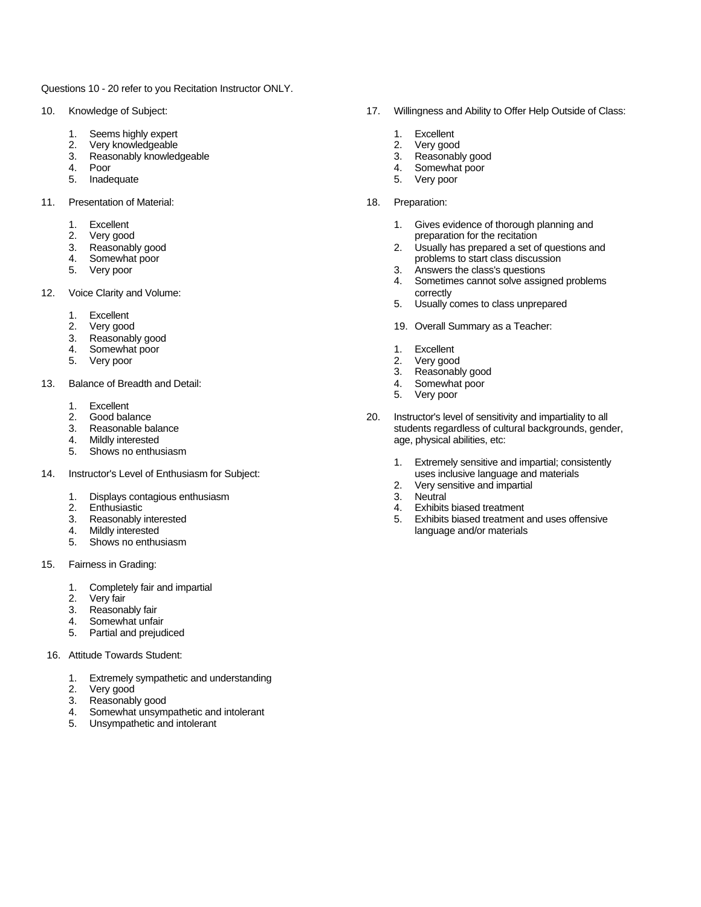Questions 10 - 20 refer to you Recitation Instructor ONLY.

10. Knowledge of Subject:

    1. Seems highly expert
    2. Very knowledgeable
    3. Reasonably knowledgeable
    4. Poor
    5. Inadequate

11. Presentation of Material:

    1. Excellent
    2. Very good
    3. Reasonably good
    4. Somewhat poor
    5. Very poor

12. Voice Clarity and Volume:

    1. Excellent
    2. Very good
    3. Reasonably good
    4. Somewhat poor
    5. Very poor

13. Balance of Breadth and Detail:

    1. Excellent
    2. Good balance
    3. Reasonable balance
    4. Mildly interested
    5. Shows no enthusiasm

14. Instructor's Level of Enthusiasm for Subject:

    1. Displays contagious enthusiasm
    2. Enthusiastic
    3. Reasonably interested
    4. Mildly interested
    5. Shows no enthusiasm

15. Fairness in Grading:

    1. Completely fair and impartial
    2. Very fair
    3. Reasonably fair
    4. Somewhat unfair
    5. Partial and prejudiced

16. Attitude Towards Student:

    1. Extremely sympathetic and understanding
    2. Very good
    3. Reasonably good
    4. Somewhat unsympathetic and intolerant
    5. Unsympathetic and intolerant

17. Willingness and Ability to Offer Help Outside of Class:

    1. Excellent
    2. Very good
    3. Reasonably good
    4. Somewhat poor
    5. Very poor

18. Preparation:

    1. Gives evidence of thorough planning and preparation for the recitation
    2. Usually has prepared a set of questions and problems to start class discussion
    3. Answers the class's questions
    4. Sometimes cannot solve assigned problems correctly
    5. Usually comes to class unprepared

19. Overall Summary as a Teacher:

    1. Excellent
    2. Very good
    3. Reasonably good
    4. Somewhat poor
    5. Very poor

20. Instructor's level of sensitivity and impartiality to all students regardless of cultural backgrounds, gender, age, physical abilities, etc:

    1. Extremely sensitive and impartial; consistently uses inclusive language and materials
    2. Very sensitive and impartial
    3. Neutral
    4. Exhibits biased treatment
    5. Exhibits biased treatment and uses offensive language and/or materials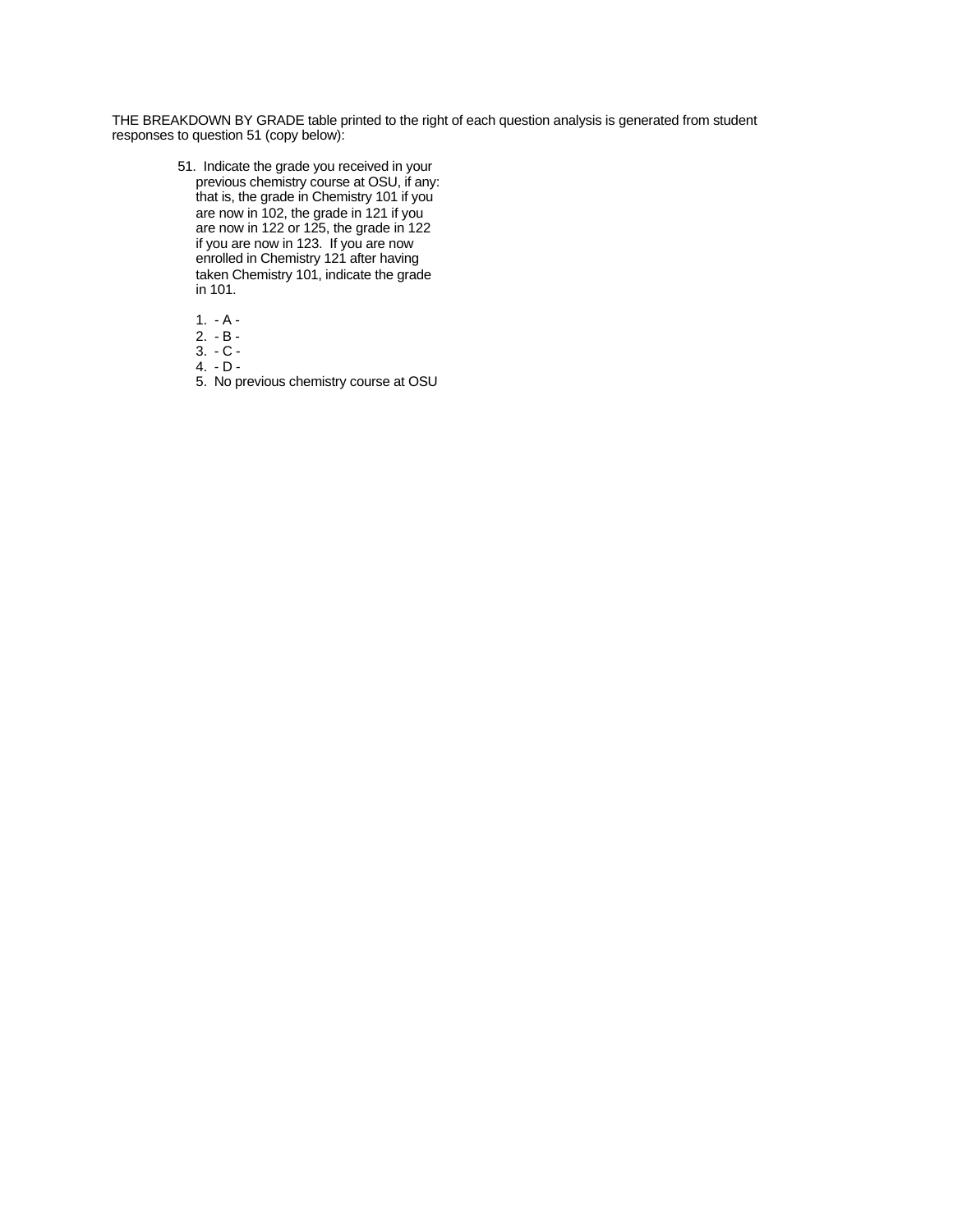THE BREAKDOWN BY GRADE table printed to the right of each question analysis is generated from student responses to question 51 (copy below):

51. Indicate the grade you received in your previous chemistry course at OSU, if any: that is, the grade in Chemistry 101 if you are now in 102, the grade in 121 if you are now in 122 or 125, the grade in 122 if you are now in 123. If you are now enrolled in Chemistry 121 after having taken Chemistry 101, indicate the grade in 101.

   1. - A -
   2. - B -
   3. - C -
   4. - D -
   5. No previous chemistry course at OSU